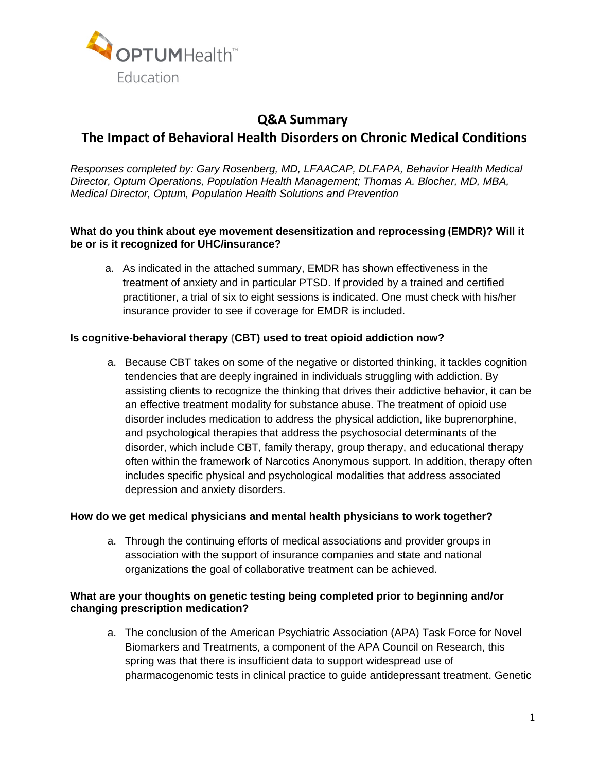OPTUMHealth™ Education

# Q&A Summary

## The Impact of Behavioral Health Disorders on Chronic Medical Conditions

*Responses completed by: Gary Rosenberg, MD, LFAACAP, DLFAPA, Behavior Health Medical Director, Optum Operations, Population Health Management; Thomas A. Blocher, MD, MBA, Medical Director, Optum, Population Health Solutions and Prevention*

**What do you think about eye movement desensitization and reprocessing (EMDR)? Will it be or is it recognized for UHC/insurance?**

a. As indicated in the attached summary, EMDR has shown effectiveness in the treatment of anxiety and in particular PTSD. If provided by a trained and certified practitioner, a trial of six to eight sessions is indicated. One must check with his/her insurance provider to see if coverage for EMDR is included.

**Is cognitive-behavioral therapy (CBT) used to treat opioid addiction now?**

a. Because CBT takes on some of the negative or distorted thinking, it tackles cognition tendencies that are deeply ingrained in individuals struggling with addiction. By assisting clients to recognize the thinking that drives their addictive behavior, it can be an effective treatment modality for substance abuse. The treatment of opioid use disorder includes medication to address the physical addiction, like buprenorphine, and psychological therapies that address the psychosocial determinants of the disorder, which include CBT, family therapy, group therapy, and educational therapy often within the framework of Narcotics Anonymous support. In addition, therapy often includes specific physical and psychological modalities that address associated depression and anxiety disorders.

**How do we get medical physicians and mental health physicians to work together?**

a. Through the continuing efforts of medical associations and provider groups in association with the support of insurance companies and state and national organizations the goal of collaborative treatment can be achieved.

**What are your thoughts on genetic testing being completed prior to beginning and/or changing prescription medication?**

a. The conclusion of the American Psychiatric Association (APA) Task Force for Novel Biomarkers and Treatments, a component of the APA Council on Research, this spring was that there is insufficient data to support widespread use of pharmacogenomic tests in clinical practice to guide antidepressant treatment. Genetic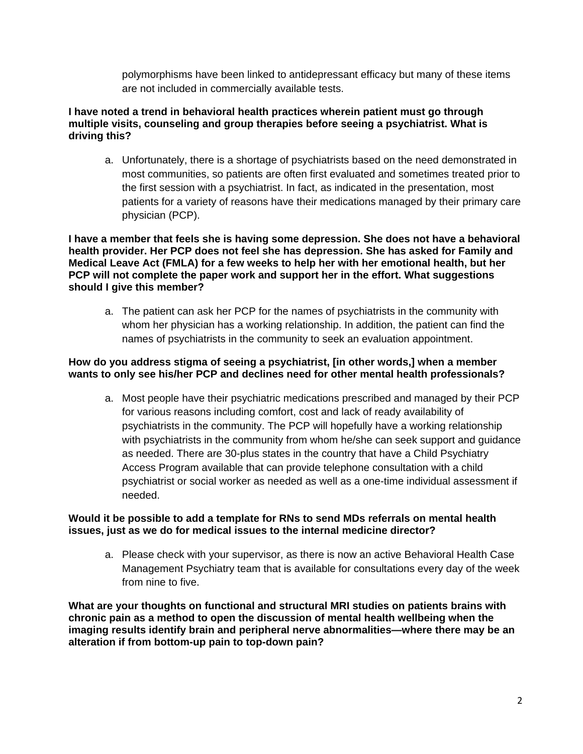polymorphisms have been linked to antidepressant efficacy but many of these items are not included in commercially available tests.

**I have noted a trend in behavioral health practices wherein patient must go through multiple visits, counseling and group therapies before seeing a psychiatrist. What is driving this?**

a. Unfortunately, there is a shortage of psychiatrists based on the need demonstrated in most communities, so patients are often first evaluated and sometimes treated prior to the first session with a psychiatrist. In fact, as indicated in the presentation, most patients for a variety of reasons have their medications managed by their primary care physician (PCP).

**I have a member that feels she is having some depression. She does not have a behavioral health provider. Her PCP does not feel she has depression. She has asked for Family and Medical Leave Act (FMLA) for a few weeks to help her with her emotional health, but her PCP will not complete the paper work and support her in the effort. What suggestions should I give this member?**

a. The patient can ask her PCP for the names of psychiatrists in the community with whom her physician has a working relationship. In addition, the patient can find the names of psychiatrists in the community to seek an evaluation appointment.

**How do you address stigma of seeing a psychiatrist, [in other words,] when a member wants to only see his/her PCP and declines need for other mental health professionals?**

a. Most people have their psychiatric medications prescribed and managed by their PCP for various reasons including comfort, cost and lack of ready availability of psychiatrists in the community. The PCP will hopefully have a working relationship with psychiatrists in the community from whom he/she can seek support and guidance as needed. There are 30-plus states in the country that have a Child Psychiatry Access Program available that can provide telephone consultation with a child psychiatrist or social worker as needed as well as a one-time individual assessment if needed.

**Would it be possible to add a template for RNs to send MDs referrals on mental health issues, just as we do for medical issues to the internal medicine director?**

a. Please check with your supervisor, as there is now an active Behavioral Health Case Management Psychiatry team that is available for consultations every day of the week from nine to five.

**What are your thoughts on functional and structural MRI studies on patients brains with chronic pain as a method to open the discussion of mental health wellbeing when the imaging results identify brain and peripheral nerve abnormalities—where there may be an alteration if from bottom-up pain to top-down pain?**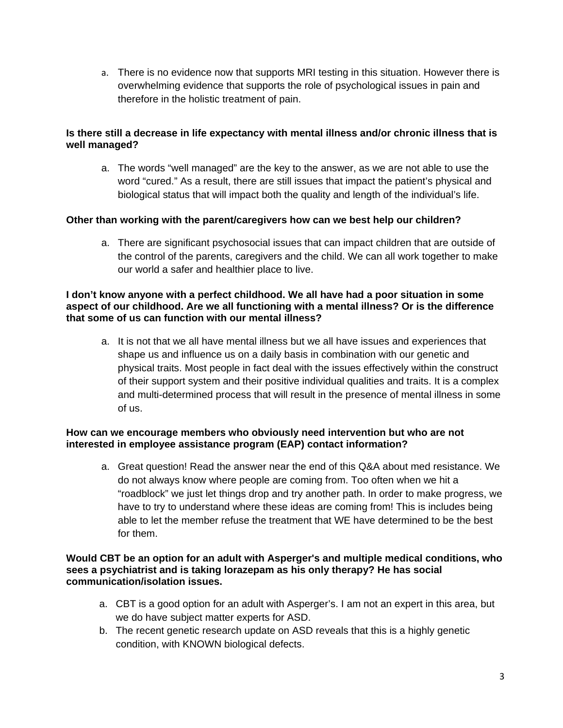a. There is no evidence now that supports MRI testing in this situation. However there is overwhelming evidence that supports the role of psychological issues in pain and therefore in the holistic treatment of pain.

**Is there still a decrease in life expectancy with mental illness and/or chronic illness that is well managed?**

a. The words "well managed" are the key to the answer, as we are not able to use the word "cured." As a result, there are still issues that impact the patient's physical and biological status that will impact both the quality and length of the individual's life.

**Other than working with the parent/caregivers how can we best help our children?**

a. There are significant psychosocial issues that can impact children that are outside of the control of the parents, caregivers and the child. We can all work together to make our world a safer and healthier place to live.

**I don't know anyone with a perfect childhood. We all have had a poor situation in some aspect of our childhood. Are we all functioning with a mental illness? Or is the difference that some of us can function with our mental illness?**

a. It is not that we all have mental illness but we all have issues and experiences that shape us and influence us on a daily basis in combination with our genetic and physical traits. Most people in fact deal with the issues effectively within the construct of their support system and their positive individual qualities and traits. It is a complex and multi-determined process that will result in the presence of mental illness in some of us.

**How can we encourage members who obviously need intervention but who are not interested in employee assistance program (EAP) contact information?**

a. Great question! Read the answer near the end of this Q&A about med resistance. We do not always know where people are coming from. Too often when we hit a "roadblock" we just let things drop and try another path. In order to make progress, we have to try to understand where these ideas are coming from! This is includes being able to let the member refuse the treatment that WE have determined to be the best for them.

**Would CBT be an option for an adult with Asperger's and multiple medical conditions, who sees a psychiatrist and is taking lorazepam as his only therapy? He has social communication/isolation issues.**

a. CBT is a good option for an adult with Asperger's. I am not an expert in this area, but we do have subject matter experts for ASD.
b. The recent genetic research update on ASD reveals that this is a highly genetic condition, with KNOWN biological defects.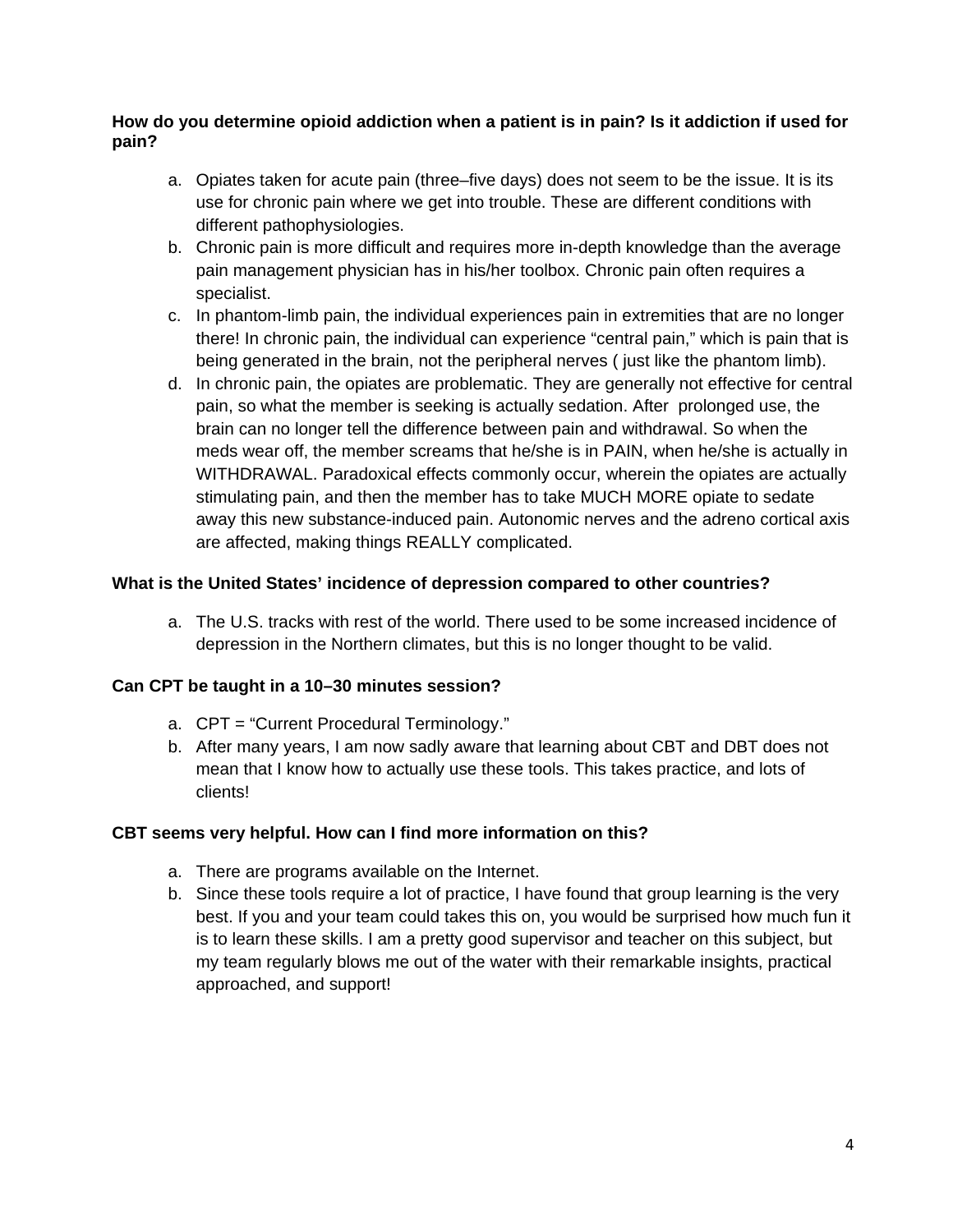**How do you determine opioid addiction when a patient is in pain? Is it addiction if used for pain?**

a. Opiates taken for acute pain (three–five days) does not seem to be the issue. It is its use for chronic pain where we get into trouble. These are different conditions with different pathophysiologies.
b. Chronic pain is more difficult and requires more in-depth knowledge than the average pain management physician has in his/her toolbox. Chronic pain often requires a specialist.
c. In phantom-limb pain, the individual experiences pain in extremities that are no longer there! In chronic pain, the individual can experience "central pain," which is pain that is being generated in the brain, not the peripheral nerves ( just like the phantom limb).
d. In chronic pain, the opiates are problematic. They are generally not effective for central pain, so what the member is seeking is actually sedation. After prolonged use, the brain can no longer tell the difference between pain and withdrawal. So when the meds wear off, the member screams that he/she is in PAIN, when he/she is actually in WITHDRAWAL. Paradoxical effects commonly occur, wherein the opiates are actually stimulating pain, and then the member has to take MUCH MORE opiate to sedate away this new substance-induced pain. Autonomic nerves and the adreno cortical axis are affected, making things REALLY complicated.

**What is the United States' incidence of depression compared to other countries?**

a. The U.S. tracks with rest of the world. There used to be some increased incidence of depression in the Northern climates, but this is no longer thought to be valid.

**Can CPT be taught in a 10–30 minutes session?**

a. CPT = "Current Procedural Terminology."
b. After many years, I am now sadly aware that learning about CBT and DBT does not mean that I know how to actually use these tools. This takes practice, and lots of clients!

**CBT seems very helpful. How can I find more information on this?**

a. There are programs available on the Internet.
b. Since these tools require a lot of practice, I have found that group learning is the very best. If you and your team could takes this on, you would be surprised how much fun it is to learn these skills. I am a pretty good supervisor and teacher on this subject, but my team regularly blows me out of the water with their remarkable insights, practical approached, and support!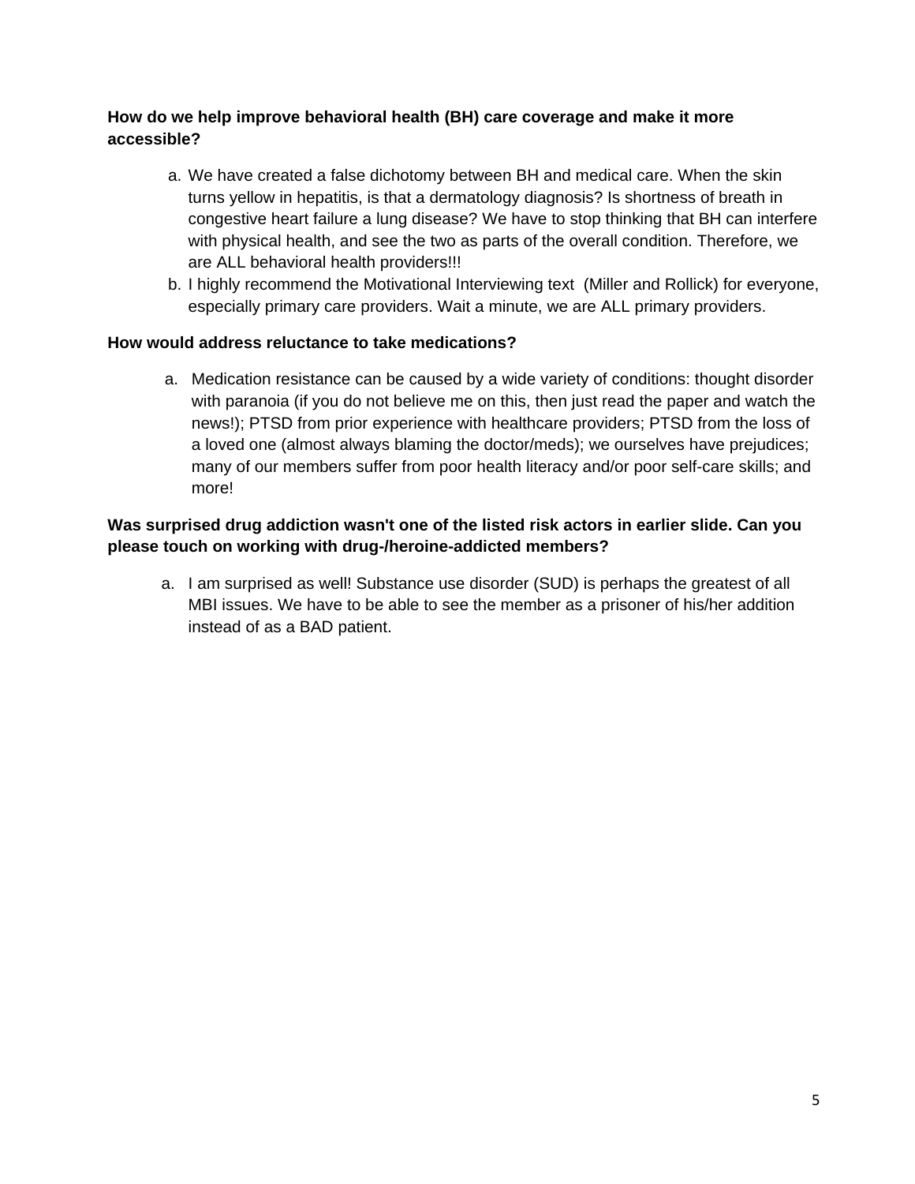**How do we help improve behavioral health (BH) care coverage and make it more accessible?**

a. We have created a false dichotomy between BH and medical care. When the skin turns yellow in hepatitis, is that a dermatology diagnosis? Is shortness of breath in congestive heart failure a lung disease? We have to stop thinking that BH can interfere with physical health, and see the two as parts of the overall condition. Therefore, we are ALL behavioral health providers!!!
b. I highly recommend the Motivational Interviewing text (Miller and Rollick) for everyone, especially primary care providers. Wait a minute, we are ALL primary providers.

**How would address reluctance to take medications?**

a. Medication resistance can be caused by a wide variety of conditions: thought disorder with paranoia (if you do not believe me on this, then just read the paper and watch the news!); PTSD from prior experience with healthcare providers; PTSD from the loss of a loved one (almost always blaming the doctor/meds); we ourselves have prejudices; many of our members suffer from poor health literacy and/or poor self-care skills; and more!

**Was surprised drug addiction wasn't one of the listed risk actors in earlier slide. Can you please touch on working with drug-/heroine-addicted members?**

a. I am surprised as well! Substance use disorder (SUD) is perhaps the greatest of all MBI issues. We have to be able to see the member as a prisoner of his/her addition instead of as a BAD patient.